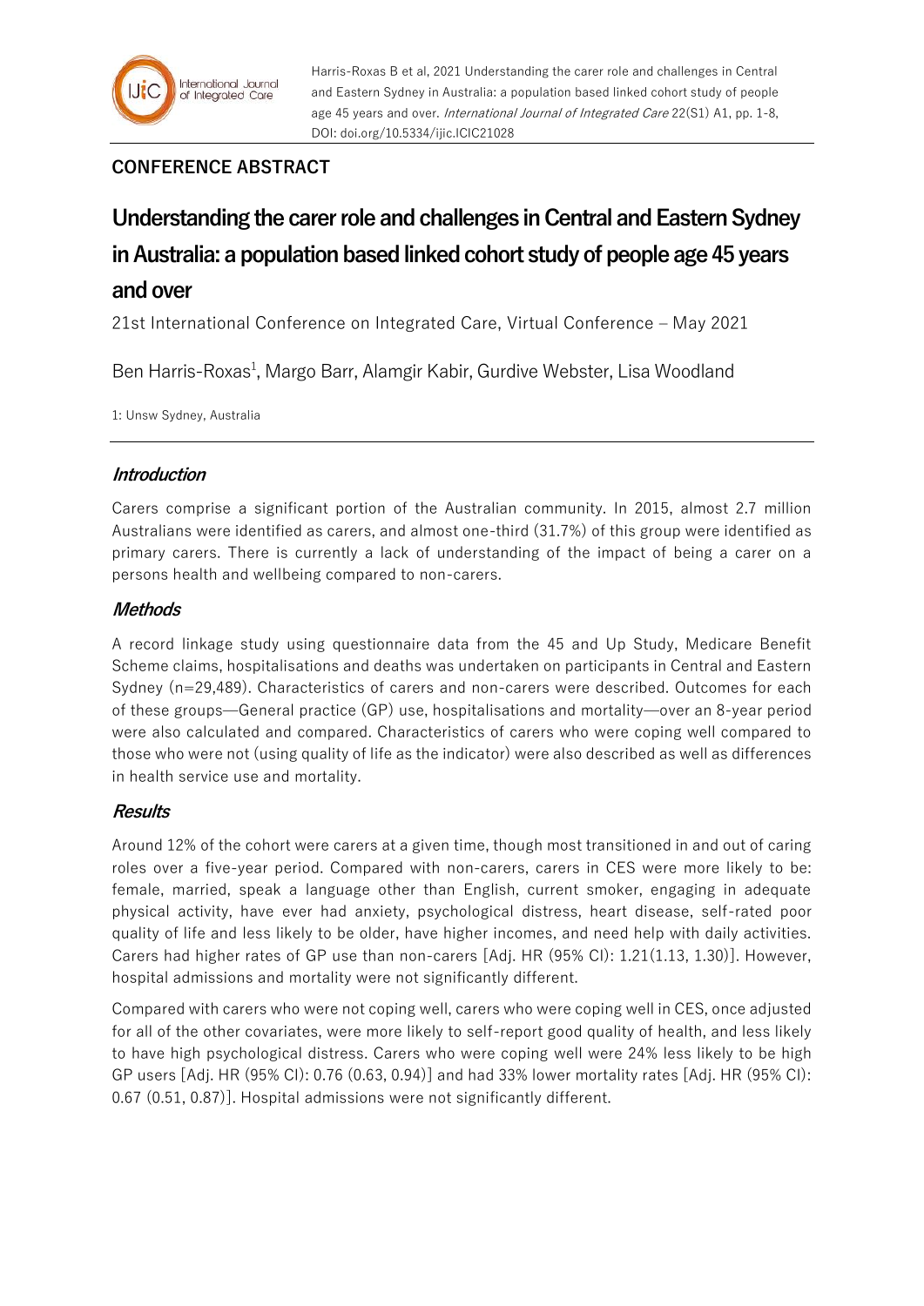## CONFERENCE ABSTRACT

# Understanding the carer role and challenges in Central and Eastern Sydney in Australia: a population based linked cohort study of people age 45 years and over

21st International Conference on Integrated Care, Virtual Conference – May 2021

Ben Harris-Roxas[1], Margo Barr, Alamgir Kabir, Gurdive Webster, Lisa Woodland

1: Unsw Sydney, Australia

### *Introduction*

Carers comprise a significant portion of the Australian community. In 2015, almost 2.7 million Australians were identified as carers, and almost one-third (31.7%) of this group were identified as primary carers. There is currently a lack of understanding of the impact of being a carer on a persons health and wellbeing compared to non-carers.

### *Methods*

A record linkage study using questionnaire data from the 45 and Up Study, Medicare Benefit Scheme claims, hospitalisations and deaths was undertaken on participants in Central and Eastern Sydney (n=29,489). Characteristics of carers and non-carers were described. Outcomes for each of these groups—General practice (GP) use, hospitalisations and mortality—over an 8-year period were also calculated and compared. Characteristics of carers who were coping well compared to those who were not (using quality of life as the indicator) were also described as well as differences in health service use and mortality.

### *Results*

Around 12% of the cohort were carers at a given time, though most transitioned in and out of caring roles over a five-year period. Compared with non-carers, carers in CES were more likely to be: female, married, speak a language other than English, current smoker, engaging in adequate physical activity, have ever had anxiety, psychological distress, heart disease, self-rated poor quality of life and less likely to be older, have higher incomes, and need help with daily activities. Carers had higher rates of GP use than non-carers [Adj. HR (95% CI): 1.21(1.13, 1.30)]. However, hospital admissions and mortality were not significantly different.

Compared with carers who were not coping well, carers who were coping well in CES, once adjusted for all of the other covariates, were more likely to self-report good quality of health, and less likely to have high psychological distress. Carers who were coping well were 24% less likely to be high GP users [Adj. HR (95% CI): 0.76 (0.63, 0.94)] and had 33% lower mortality rates [Adj. HR (95% CI): 0.67 (0.51, 0.87)]. Hospital admissions were not significantly different.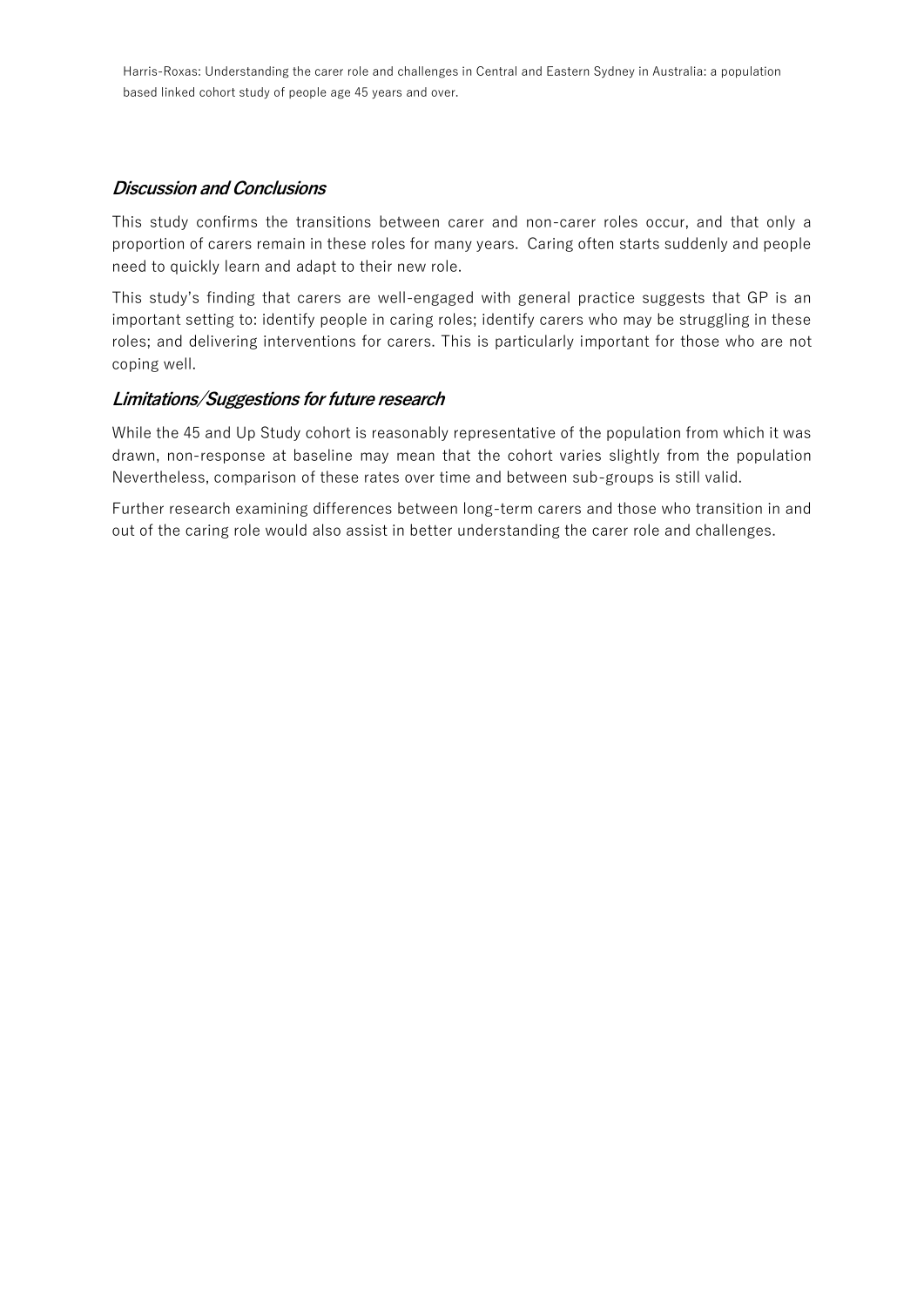## *Discussion and Conclusions*

This study confirms the transitions between carer and non-carer roles occur, and that only a proportion of carers remain in these roles for many years. Caring often starts suddenly and people need to quickly learn and adapt to their new role.

This study's finding that carers are well-engaged with general practice suggests that GP is an important setting to: identify people in caring roles; identify carers who may be struggling in these roles; and delivering interventions for carers. This is particularly important for those who are not coping well.

## *Limitations/Suggestions for future research*

While the 45 and Up Study cohort is reasonably representative of the population from which it was drawn, non-response at baseline may mean that the cohort varies slightly from the population Nevertheless, comparison of these rates over time and between sub-groups is still valid.

Further research examining differences between long-term carers and those who transition in and out of the caring role would also assist in better understanding the carer role and challenges.